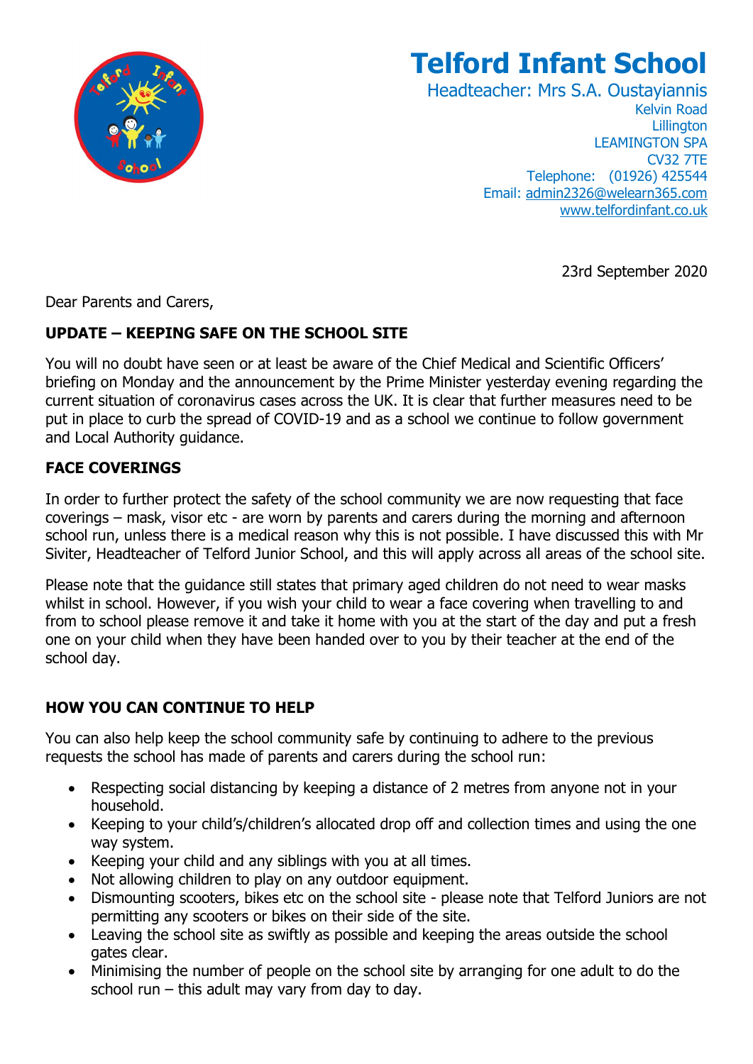# Telford Infant School

Headteacher: Mrs S.A. Oustayiannis
Kelvin Road
Lillington
LEAMINGTON SPA
CV32 7TE
Telephone: (01926) 425544
Email: admin2326@welearn365.com
www.telfordinfant.co.uk

23rd September 2020

Dear Parents and Carers,

**UPDATE – KEEPING SAFE ON THE SCHOOL SITE**

You will no doubt have seen or at least be aware of the Chief Medical and Scientific Officers' briefing on Monday and the announcement by the Prime Minister yesterday evening regarding the current situation of coronavirus cases across the UK. It is clear that further measures need to be put in place to curb the spread of COVID-19 and as a school we continue to follow government and Local Authority guidance.

**FACE COVERINGS**

In order to further protect the safety of the school community we are now requesting that face coverings – mask, visor etc - are worn by parents and carers during the morning and afternoon school run, unless there is a medical reason why this is not possible. I have discussed this with Mr Siviter, Headteacher of Telford Junior School, and this will apply across all areas of the school site.

Please note that the guidance still states that primary aged children do not need to wear masks whilst in school. However, if you wish your child to wear a face covering when travelling to and from to school please remove it and take it home with you at the start of the day and put a fresh one on your child when they have been handed over to you by their teacher at the end of the school day.

**HOW YOU CAN CONTINUE TO HELP**

You can also help keep the school community safe by continuing to adhere to the previous requests the school has made of parents and carers during the school run:

- Respecting social distancing by keeping a distance of 2 metres from anyone not in your household.
- Keeping to your child's/children's allocated drop off and collection times and using the one way system.
- Keeping your child and any siblings with you at all times.
- Not allowing children to play on any outdoor equipment.
- Dismounting scooters, bikes etc on the school site - please note that Telford Juniors are not permitting any scooters or bikes on their side of the site.
- Leaving the school site as swiftly as possible and keeping the areas outside the school gates clear.
- Minimising the number of people on the school site by arranging for one adult to do the school run – this adult may vary from day to day.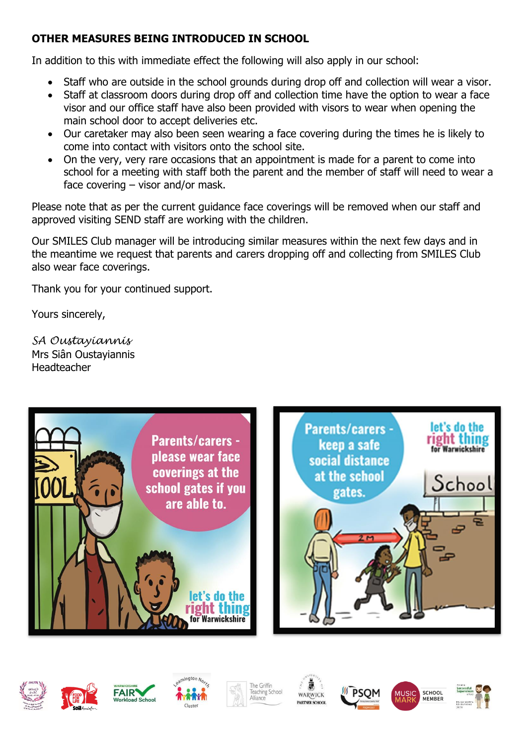**OTHER MEASURES BEING INTRODUCED IN SCHOOL**

In addition to this with immediate effect the following will also apply in our school:

- Staff who are outside in the school grounds during drop off and collection will wear a visor.
- Staff at classroom doors during drop off and collection time have the option to wear a face visor and our office staff have also been provided with visors to wear when opening the main school door to accept deliveries etc.
- Our caretaker may also been seen wearing a face covering during the times he is likely to come into contact with visitors onto the school site.
- On the very, very rare occasions that an appointment is made for a parent to come into school for a meeting with staff both the parent and the member of staff will need to wear a face covering – visor and/or mask.

Please note that as per the current guidance face coverings will be removed when our staff and approved visiting SEND staff are working with the children.

Our SMILES Club manager will be introducing similar measures within the next few days and in the meantime we request that parents and carers dropping off and collecting from SMILES Club also wear face coverings.

Thank you for your continued support.

Yours sincerely,

*SA Oustayiannis*
Mrs Siân Oustayiannis
Headteacher

Parents/carers - please wear face coverings at the school gates if you are able to.

let's do the right thing for Warwickshire

Parents/carers - keep a safe social distance at the school gates.

let's do the right thing for Warwickshire